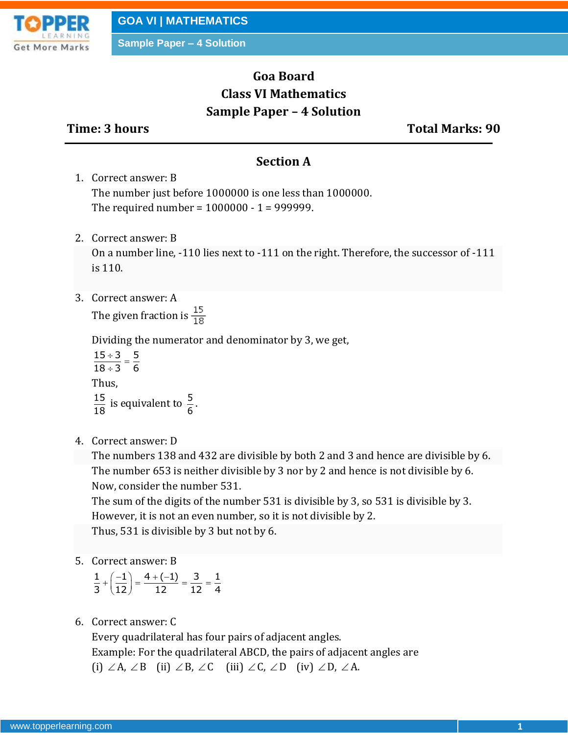# Goa Board
## Class VI Mathematics
## Sample Paper – 4 Solution

**Time: 3 hours** **Total Marks: 90**

---

### Section A

1. Correct answer: B
   The number just before 1000000 is one less than 1000000.
   The required number = 1000000 - 1 = 999999.

2. Correct answer: B
   On a number line, -110 lies next to -111 on the right. Therefore, the successor of -111 is 110.

3. Correct answer: A
   The given fraction is $\frac{15}{18}$

   Dividing the numerator and denominator by 3, we get,
   $\frac{15 \div 3}{18 \div 3} = \frac{5}{6}$
   Thus,
   $\frac{15}{18}$ is equivalent to $\frac{5}{6}$.

4. Correct answer: D
   The numbers 138 and 432 are divisible by both 2 and 3 and hence are divisible by 6.
   The number 653 is neither divisible by 3 nor by 2 and hence is not divisible by 6.
   Now, consider the number 531.
   The sum of the digits of the number 531 is divisible by 3, so 531 is divisible by 3.
   However, it is not an even number, so it is not divisible by 2.
   Thus, 531 is divisible by 3 but not by 6.

5. Correct answer: B
   $\frac{1}{3} + \left(\frac{-1}{12}\right) = \frac{4 + (-1)}{12} = \frac{3}{12} = \frac{1}{4}$

6. Correct answer: C
   Every quadrilateral has four pairs of adjacent angles.
   Example: For the quadrilateral ABCD, the pairs of adjacent angles are
   (i) $\angle$A, $\angle$B (ii) $\angle$B, $\angle$C (iii) $\angle$C, $\angle$D (iv) $\angle$D, $\angle$A.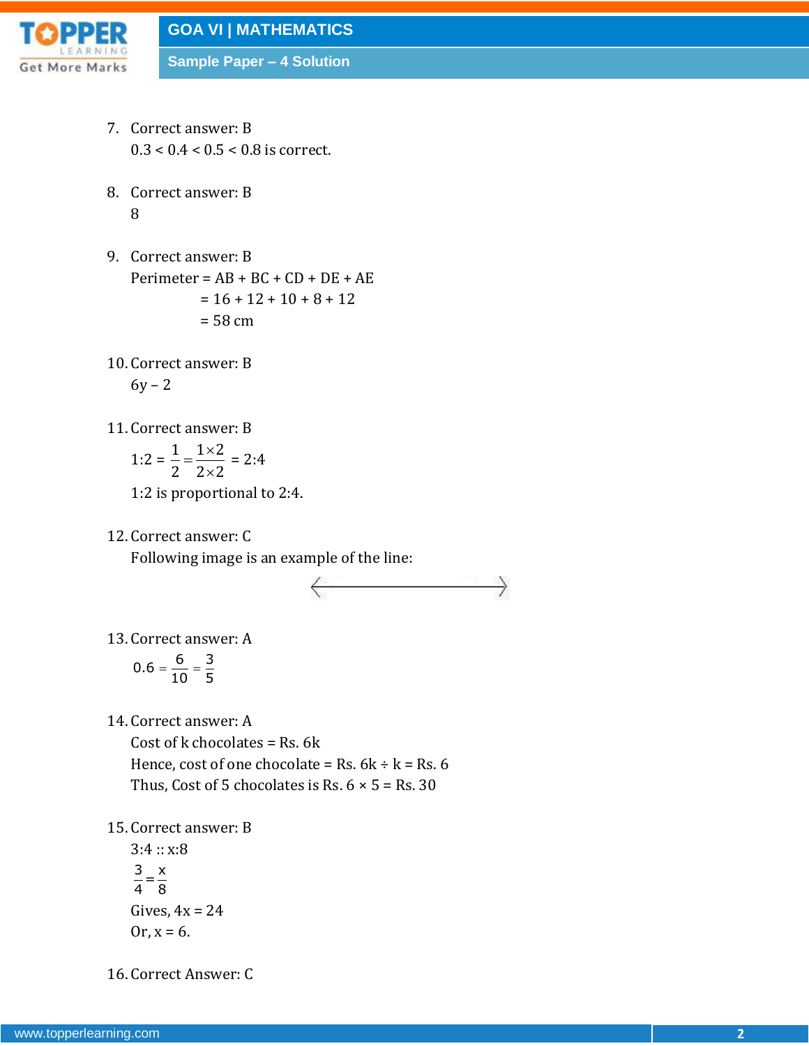7. Correct answer: B

   0.3 < 0.4 < 0.5 < 0.8 is correct.

8. Correct answer: B

   8

9. Correct answer: B

   Perimeter = AB + BC + CD + DE + AE

   = 16 + 12 + 10 + 8 + 12

   = 58 cm

10. Correct answer: B

    6y – 2

11. Correct answer: B

    $1:2 = \frac{1}{2} = \frac{1 \times 2}{2 \times 2} = 2:4$

    1:2 is proportional to 2:4.

12. Correct answer: C

    Following image is an example of the line:

13. Correct answer: A

    $0.6 = \frac{6}{10} = \frac{3}{5}$

14. Correct answer: A

    Cost of k chocolates = Rs. 6k

    Hence, cost of one chocolate = Rs. 6k ÷ k = Rs. 6

    Thus, Cost of 5 chocolates is Rs. 6 × 5 = Rs. 30

15. Correct answer: B

    3:4 :: x:8

    $\frac{3}{4} = \frac{x}{8}$

    Gives, 4x = 24

    Or, x = 6.

16. Correct Answer: C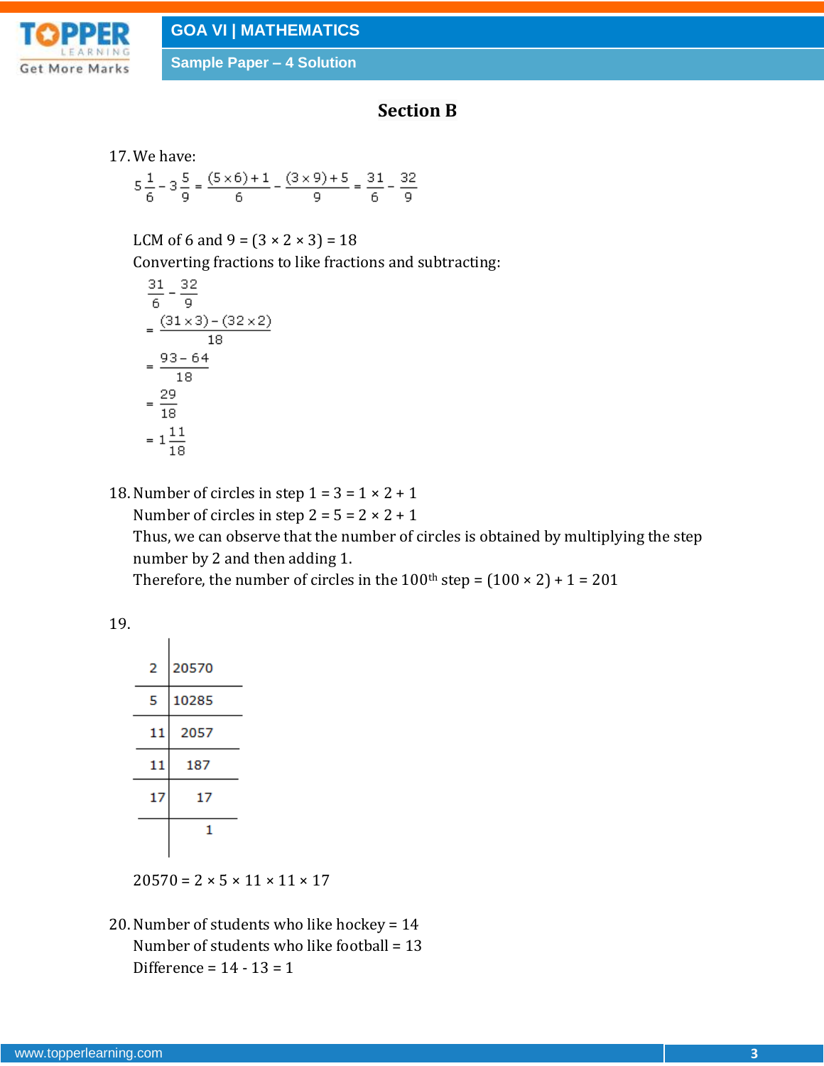## Section B

17. We have:

$$5\frac{1}{6} - 3\frac{5}{9} = \frac{(5\times6)+1}{6} - \frac{(3\times9)+5}{9} = \frac{31}{6} - \frac{32}{9}$$

LCM of 6 and 9 = (3 × 2 × 3) = 18

Converting fractions to like fractions and subtracting:

$$\frac{31}{6} - \frac{32}{9}$$

$$= \frac{(31\times3)-(32\times2)}{18}$$

$$= \frac{93-64}{18}$$

$$= \frac{29}{18}$$

$$= 1\frac{11}{18}$$

18. Number of circles in step 1 = 3 = 1 × 2 + 1

Number of circles in step 2 = 5 = 2 × 2 + 1

Thus, we can observe that the number of circles is obtained by multiplying the step number by 2 and then adding 1.

Therefore, the number of circles in the 100th step = (100 × 2) + 1 = 201

19.

| | |
|---|---|
| 2 | 20570 |
| 5 | 10285 |
| 11 | 2057 |
| 11 | 187 |
| 17 | 17 |
| | 1 |

20570 = 2 × 5 × 11 × 11 × 17

20. Number of students who like hockey = 14

Number of students who like football = 13

Difference = 14 - 13 = 1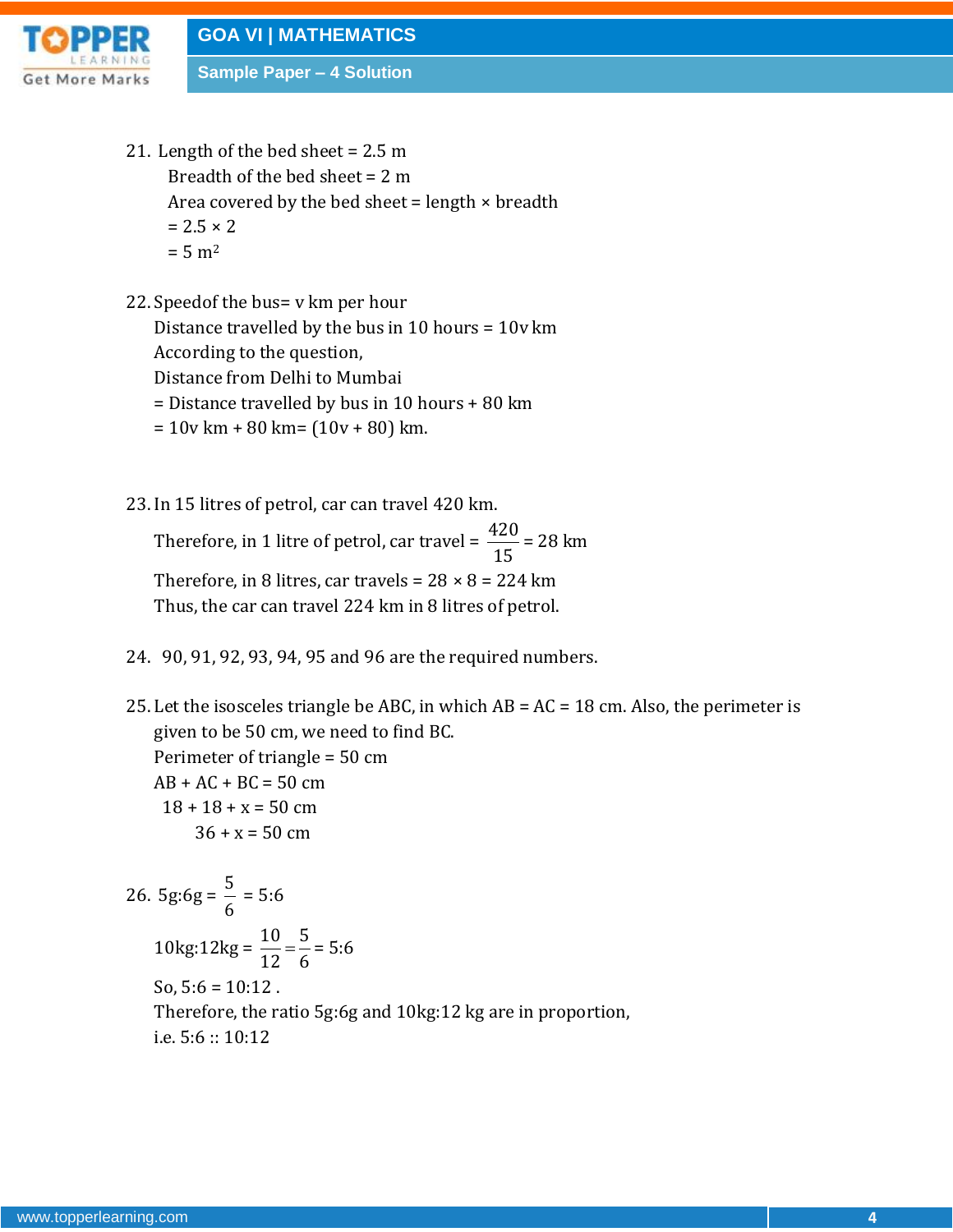21. Length of the bed sheet = 2.5 m

 Breadth of the bed sheet = 2 m

 Area covered by the bed sheet = length × breadth

 = 2.5 × 2

 = 5 $m^2$

22. Speedof the bus= v km per hour

 Distance travelled by the bus in 10 hours = 10v km

 According to the question,

 Distance from Delhi to Mumbai

 = Distance travelled by bus in 10 hours + 80 km

 = 10v km + 80 km= (10v + 80) km.

23. In 15 litres of petrol, car can travel 420 km.

 Therefore, in 1 litre of petrol, car travel = $\frac{420}{15}$ = 28 km

 Therefore, in 8 litres, car travels = 28 × 8 = 224 km

 Thus, the car can travel 224 km in 8 litres of petrol.

24. 90, 91, 92, 93, 94, 95 and 96 are the required numbers.

25. Let the isosceles triangle be ABC, in which AB = AC = 18 cm. Also, the perimeter is given to be 50 cm, we need to find BC.

 Perimeter of triangle = 50 cm

 AB + AC + BC = 50 cm

 18 + 18 + x = 50 cm

 36 + x = 50 cm

26. 5g:6g = $\frac{5}{6}$ = 5:6

 10kg:12kg = $\frac{10}{12}=\frac{5}{6}$ = 5:6

 So, 5:6 = 10:12 .

 Therefore, the ratio 5g:6g and 10kg:12 kg are in proportion,

 i.e. 5:6 :: 10:12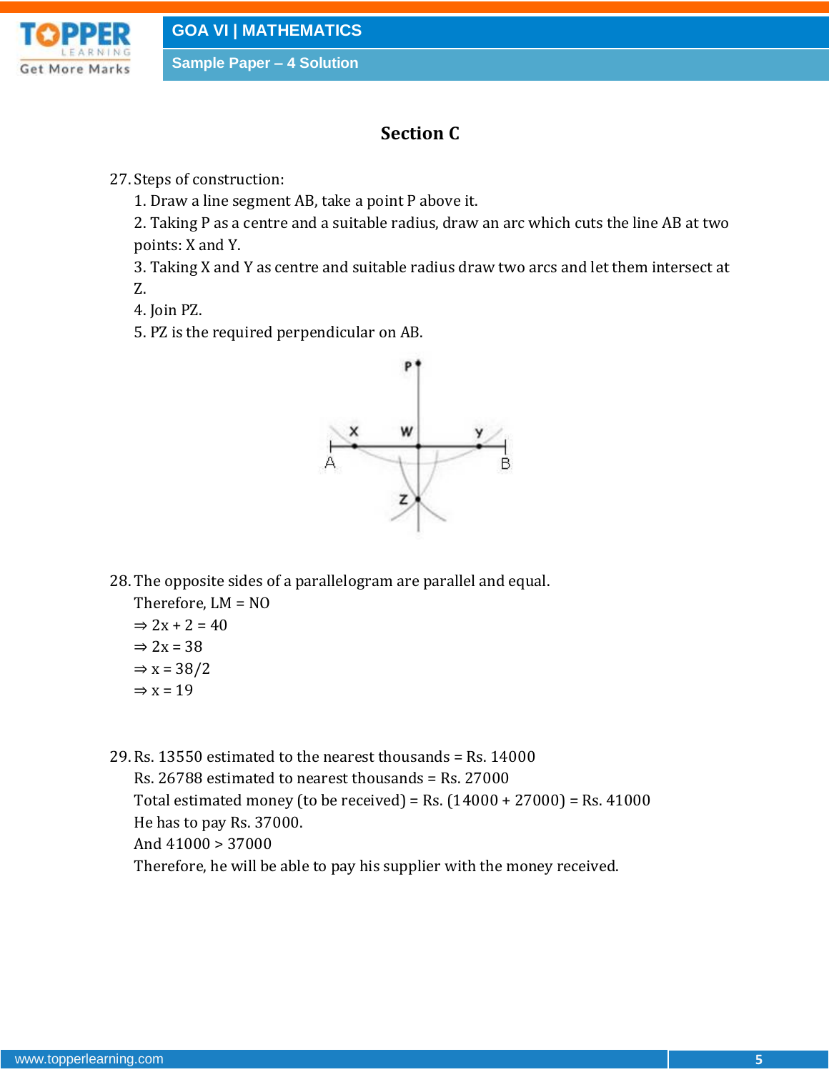## Section C

27. Steps of construction:

   1. Draw a line segment AB, take a point P above it.
   2. Taking P as a centre and a suitable radius, draw an arc which cuts the line AB at two points: X and Y.
   3. Taking X and Y as centre and suitable radius draw two arcs and let them intersect at Z.
   4. Join PZ.
   5. PZ is the required perpendicular on AB.

28. The opposite sides of a parallelogram are parallel and equal.

   Therefore, LM = NO

   $\Rightarrow 2x + 2 = 40$

   $\Rightarrow 2x = 38$

   $\Rightarrow x = 38/2$

   $\Rightarrow x = 19$

29. Rs. 13550 estimated to the nearest thousands = Rs. 14000

   Rs. 26788 estimated to nearest thousands = Rs. 27000

   Total estimated money (to be received) = Rs. (14000 + 27000) = Rs. 41000

   He has to pay Rs. 37000.

   And 41000 > 37000

   Therefore, he will be able to pay his supplier with the money received.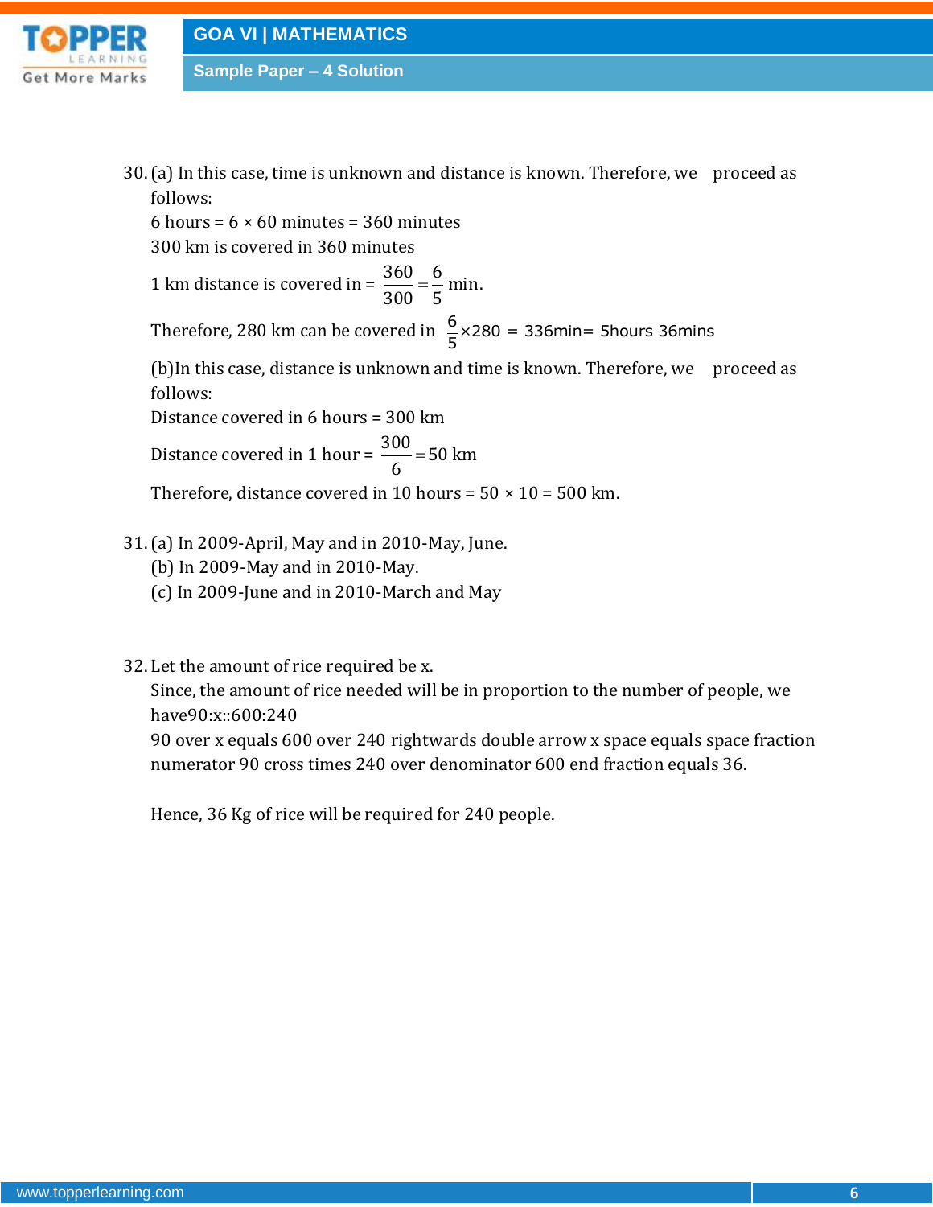30. (a) In this case, time is unknown and distance is known. Therefore, we proceed as follows:

    6 hours = 6 × 60 minutes = 360 minutes

    300 km is covered in 360 minutes

    1 km distance is covered in = $\frac{360}{300} = \frac{6}{5}$ min.

    Therefore, 280 km can be covered in $\frac{6}{5} \times 280$ = 336min= 5hours 36mins

    (b)In this case, distance is unknown and time is known. Therefore, we proceed as follows:

    Distance covered in 6 hours = 300 km

    Distance covered in 1 hour = $\frac{300}{6} = 50$ km

    Therefore, distance covered in 10 hours = 50 × 10 = 500 km.

31. (a) In 2009-April, May and in 2010-May, June.

    (b) In 2009-May and in 2010-May.

    (c) In 2009-June and in 2010-March and May

32. Let the amount of rice required be x.

    Since, the amount of rice needed will be in proportion to the number of people, we have90:x::600:240

    90 over x equals 600 over 240 rightwards double arrow x space equals space fraction numerator 90 cross times 240 over denominator 600 end fraction equals 36.

    Hence, 36 Kg of rice will be required for 240 people.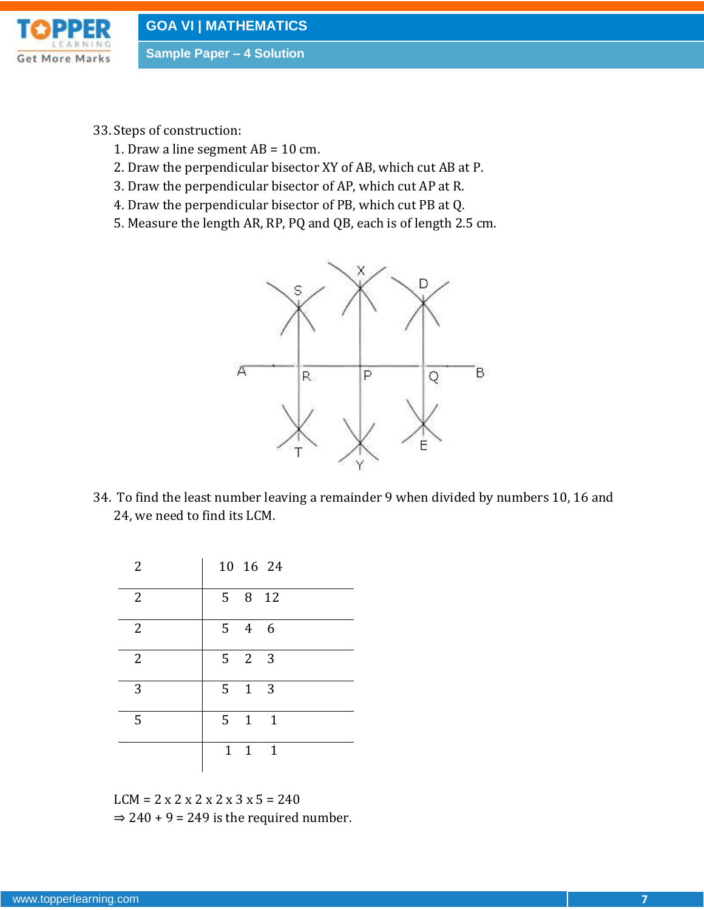33. Steps of construction:
    1. Draw a line segment AB = 10 cm.
    2. Draw the perpendicular bisector XY of AB, which cut AB at P.
    3. Draw the perpendicular bisector of AP, which cut AP at R.
    4. Draw the perpendicular bisector of PB, which cut PB at Q.
    5. Measure the length AR, RP, PQ and QB, each is of length 2.5 cm.

34. To find the least number leaving a remainder 9 when divided by numbers 10, 16 and 24, we need to find its LCM.

| | |
|---|---|
| 2 | 10 16 24 |
| 2 | 5 8 12 |
| 2 | 5 4 6 |
| 2 | 5 2 3 |
| 3 | 5 1 3 |
| 5 | 5 1 1 |
| | 1 1 1 |

LCM = 2 x 2 x 2 x 2 x 3 x 5 = 240

$\Rightarrow$ 240 + 9 = 249 is the required number.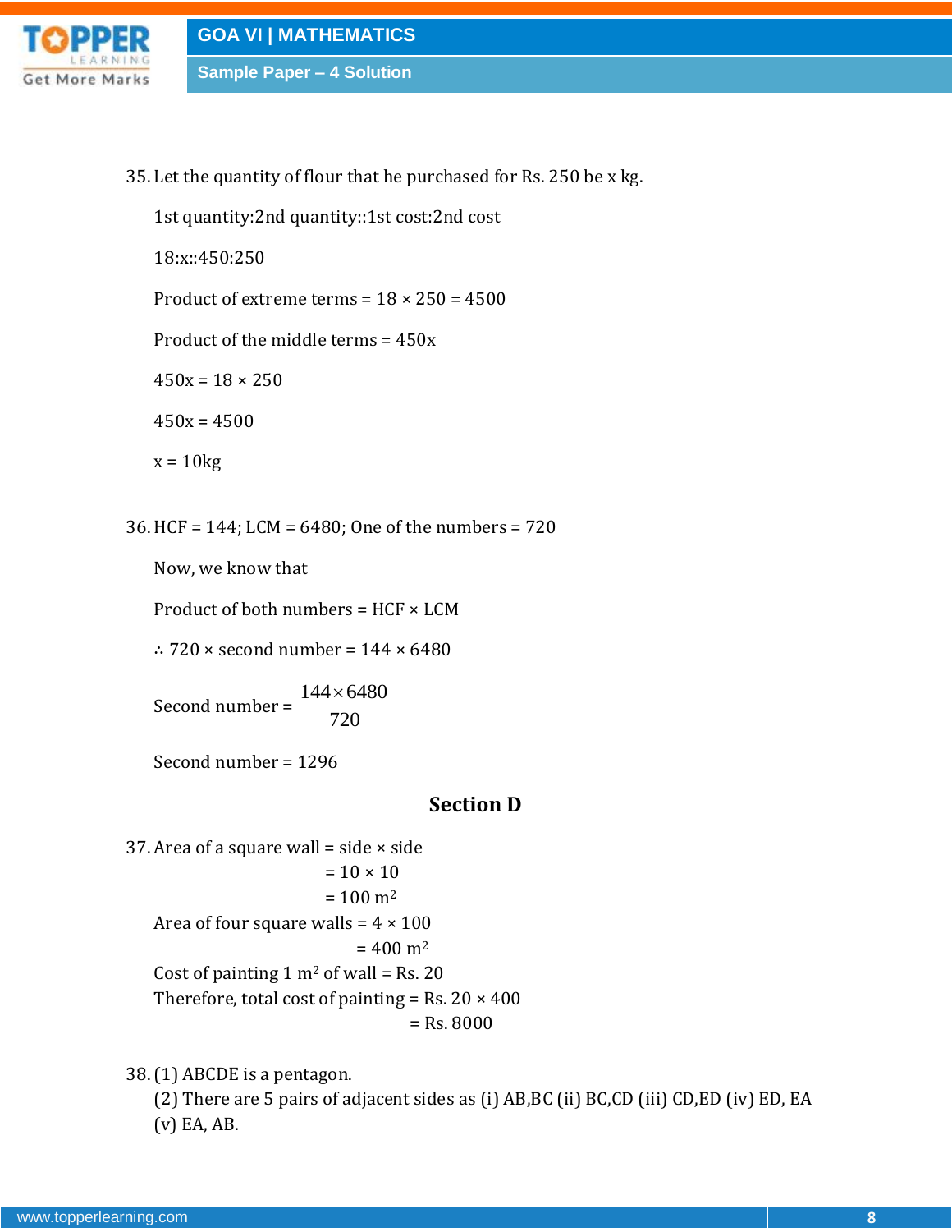35. Let the quantity of flour that he purchased for Rs. 250 be x kg.

 1st quantity:2nd quantity::1st cost:2nd cost

 18:x::450:250

 Product of extreme terms = $18 \times 250 = 4500$

 Product of the middle terms = 450x

 $450x = 18 \times 250$

 $450x = 4500$

 x = 10kg

36. HCF = 144; LCM = 6480; One of the numbers = 720

 Now, we know that

 Product of both numbers = HCF × LCM

 ∴ 720 × second number = 144 × 6480

 Second number = $\dfrac{144 \times 6480}{720}$

 Second number = 1296

## Section D

37. Area of a square wall = side × side
 = 10 × 10
 = 100 m$^2$

 Area of four square walls = 4 × 100
 = 400 m$^2$

 Cost of painting 1 m$^2$ of wall = Rs. 20

 Therefore, total cost of painting = Rs. 20 × 400
 = Rs. 8000

38. (1) ABCDE is a pentagon.

 (2) There are 5 pairs of adjacent sides as (i) AB,BC (ii) BC,CD (iii) CD,ED (iv) ED, EA (v) EA, AB.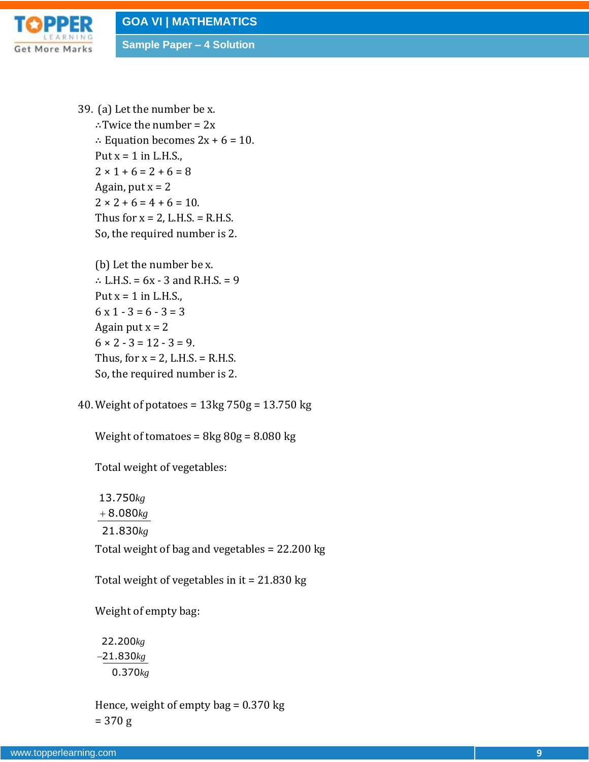39. (a) Let the number be x.

$\therefore$Twice the number = 2x

$\therefore$ Equation becomes 2x + 6 = 10.

Put x = 1 in L.H.S.,

2 × 1 + 6 = 2 + 6 = 8

Again, put x = 2

2 × 2 + 6 = 4 + 6 = 10.

Thus for x = 2, L.H.S. = R.H.S.

So, the required number is 2.

(b) Let the number be x.

$\therefore$ L.H.S. = 6x - 3 and R.H.S. = 9

Put x = 1 in L.H.S.,

6 x 1 - 3 = 6 - 3 = 3

Again put x = 2

6 × 2 - 3 = 12 - 3 = 9.

Thus, for x = 2, L.H.S. = R.H.S.

So, the required number is 2.

40. Weight of potatoes = 13kg 750g = 13.750 kg

Weight of tomatoes = 8kg 80g = 8.080 kg

Total weight of vegetables:

$$\begin{array}{r} 13.750 kg \\ +\ 8.080 kg \\ \hline 21.830 kg \end{array}$$

Total weight of bag and vegetables = 22.200 kg

Total weight of vegetables in it = 21.830 kg

Weight of empty bag:

$$\begin{array}{r} 22.200 kg \\ -21.830 kg \\ \hline 0.370 kg \end{array}$$

Hence, weight of empty bag = 0.370 kg

= 370 g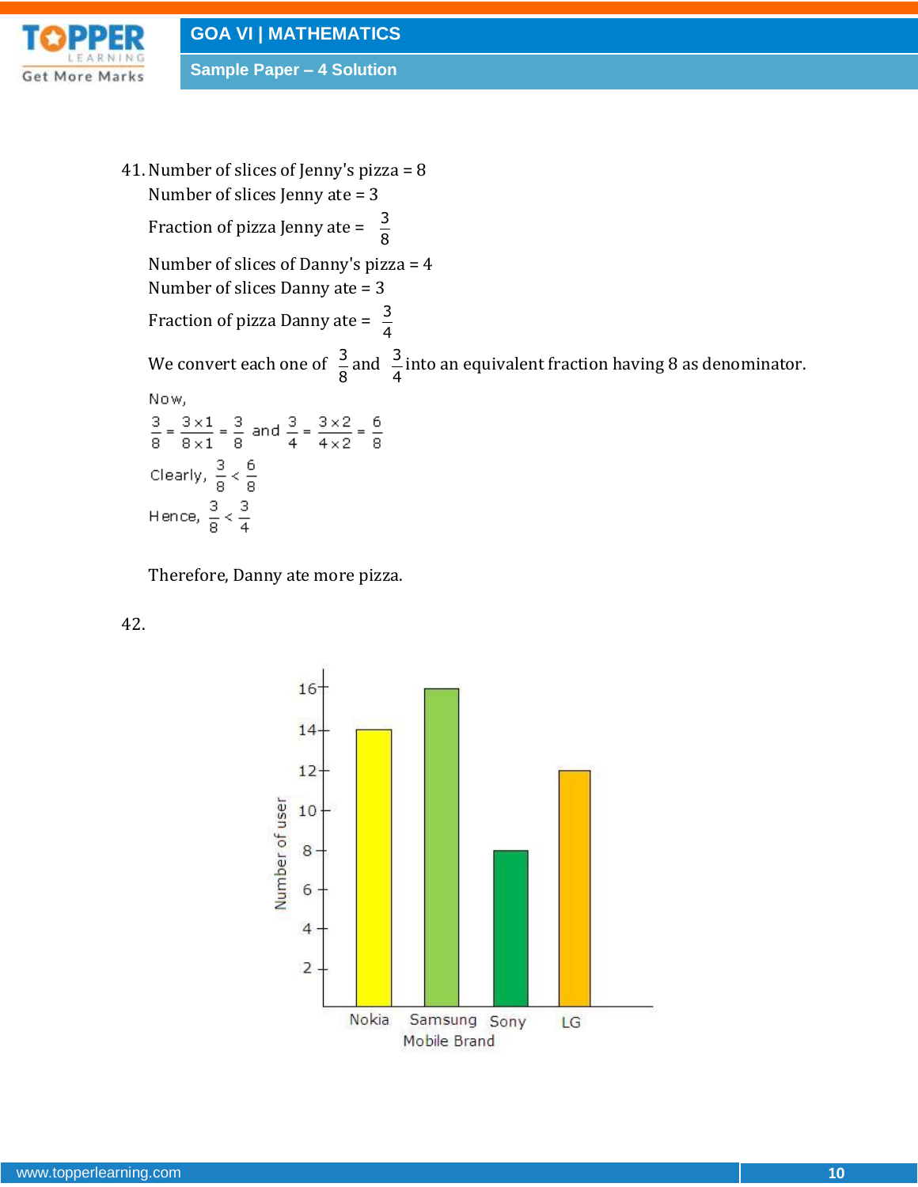41. Number of slices of Jenny's pizza = 8

Number of slices Jenny ate = 3

Fraction of pizza Jenny ate = $\frac{3}{8}$

Number of slices of Danny's pizza = 4

Number of slices Danny ate = 3

Fraction of pizza Danny ate = $\frac{3}{4}$

We convert each one of $\frac{3}{8}$ and $\frac{3}{4}$ into an equivalent fraction having 8 as denominator.

Now,

$\frac{3}{8} = \frac{3 \times 1}{8 \times 1} = \frac{3}{8}$ and $\frac{3}{4} = \frac{3 \times 2}{4 \times 2} = \frac{6}{8}$

Clearly, $\frac{3}{8} < \frac{6}{8}$

Hence, $\frac{3}{8} < \frac{3}{4}$

Therefore, Danny ate more pizza.

42.

Number of user

16
14
12
10
8
6
4
2

Nokia
Samsung
Sony
LG

Mobile Brand